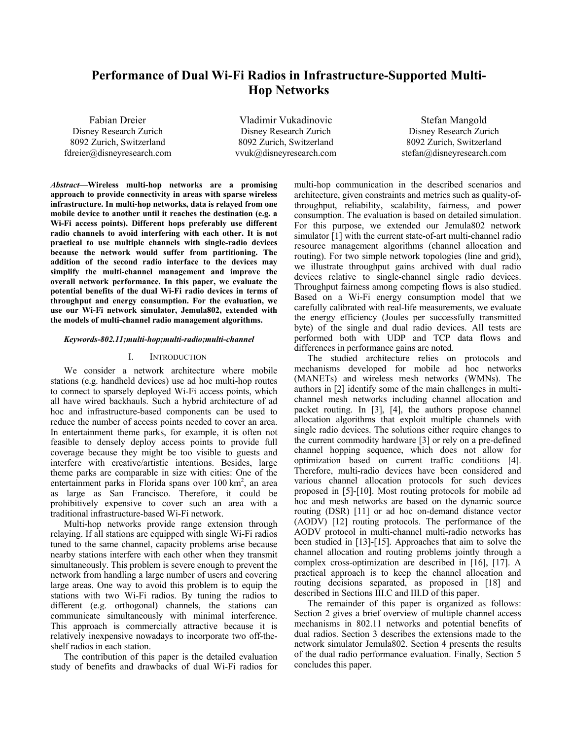# Performance of Dual Wi-Fi Radios in Infrastructure-Supported Multi-Hop Networks

Fabian Dreier
Disney Research Zurich
8092 Zurich, Switzerland
fdreier@disneyresearch.com

Vladimir Vukadinovic
Disney Research Zurich
8092 Zurich, Switzerland
vvuk@disneyresearch.com

Stefan Mangold
Disney Research Zurich
8092 Zurich, Switzerland
stefan@disneyresearch.com

***Abstract*—Wireless multi-hop networks are a promising approach to provide connectivity in areas with sparse wireless infrastructure. In multi-hop networks, data is relayed from one mobile device to another until it reaches the destination (e.g. a Wi-Fi access points). Different hops preferably use different radio channels to avoid interfering with each other. It is not practical to use multiple channels with single-radio devices because the network would suffer from partitioning. The addition of the second radio interface to the devices may simplify the multi-channel management and improve the overall network performance. In this paper, we evaluate the potential benefits of the dual Wi-Fi radio devices in terms of throughput and energy consumption. For the evaluation, we use our Wi-Fi network simulator, Jemula802, extended with the models of multi-channel radio management algorithms.**

***Keywords-802.11;multi-hop;multi-radio;multi-channel***

## I. Introduction

We consider a network architecture where mobile stations (e.g. handheld devices) use ad hoc multi-hop routes to connect to sparsely deployed Wi-Fi access points, which all have wired backhauls. Such a hybrid architecture of ad hoc and infrastructure-based components can be used to reduce the number of access points needed to cover an area. In entertainment theme parks, for example, it is often not feasible to densely deploy access points to provide full coverage because they might be too visible to guests and interfere with creative/artistic intentions. Besides, large theme parks are comparable in size with cities: One of the entertainment parks in Florida spans over 100 km$^2$, an area as large as San Francisco. Therefore, it could be prohibitively expensive to cover such an area with a traditional infrastructure-based Wi-Fi network.

Multi-hop networks provide range extension through relaying. If all stations are equipped with single Wi-Fi radios tuned to the same channel, capacity problems arise because nearby stations interfere with each other when they transmit simultaneously. This problem is severe enough to prevent the network from handling a large number of users and covering large areas. One way to avoid this problem is to equip the stations with two Wi-Fi radios. By tuning the radios to different (e.g. orthogonal) channels, the stations can communicate simultaneously with minimal interference. This approach is commercially attractive because it is relatively inexpensive nowadays to incorporate two off-the-shelf radios in each station.

The contribution of this paper is the detailed evaluation study of benefits and drawbacks of dual Wi-Fi radios for multi-hop communication in the described scenarios and architecture, given constraints and metrics such as quality-of-throughput, reliability, scalability, fairness, and power consumption. The evaluation is based on detailed simulation. For this purpose, we extended our Jemula802 network simulator [1] with the current state-of-art multi-channel radio resource management algorithms (channel allocation and routing). For two simple network topologies (line and grid), we illustrate throughput gains archived with dual radio devices relative to single-channel single radio devices. Throughput fairness among competing flows is also studied. Based on a Wi-Fi energy consumption model that we carefully calibrated with real-life measurements, we evaluate the energy efficiency (Joules per successfully transmitted byte) of the single and dual radio devices. All tests are performed both with UDP and TCP data flows and differences in performance gains are noted.

The studied architecture relies on protocols and mechanisms developed for mobile ad hoc networks (MANETs) and wireless mesh networks (WMNs). The authors in [2] identify some of the main challenges in multi-channel mesh networks including channel allocation and packet routing. In [3], [4], the authors propose channel allocation algorithms that exploit multiple channels with single radio devices. The solutions either require changes to the current commodity hardware [3] or rely on a pre-defined channel hopping sequence, which does not allow for optimization based on current traffic conditions [4]. Therefore, multi-radio devices have been considered and various channel allocation protocols for such devices proposed in [5]-[10]. Most routing protocols for mobile ad hoc and mesh networks are based on the dynamic source routing (DSR) [11] or ad hoc on-demand distance vector (AODV) [12] routing protocols. The performance of the AODV protocol in multi-channel multi-radio networks has been studied in [13]-[15]. Approaches that aim to solve the channel allocation and routing problems jointly through a complex cross-optimization are described in [16], [17]. A practical approach is to keep the channel allocation and routing decisions separated, as proposed in [18] and described in Sections III.C and III.D of this paper.

The remainder of this paper is organized as follows: Section 2 gives a brief overview of multiple channel access mechanisms in 802.11 networks and potential benefits of dual radios. Section 3 describes the extensions made to the network simulator Jemula802. Section 4 presents the results of the dual radio performance evaluation. Finally, Section 5 concludes this paper.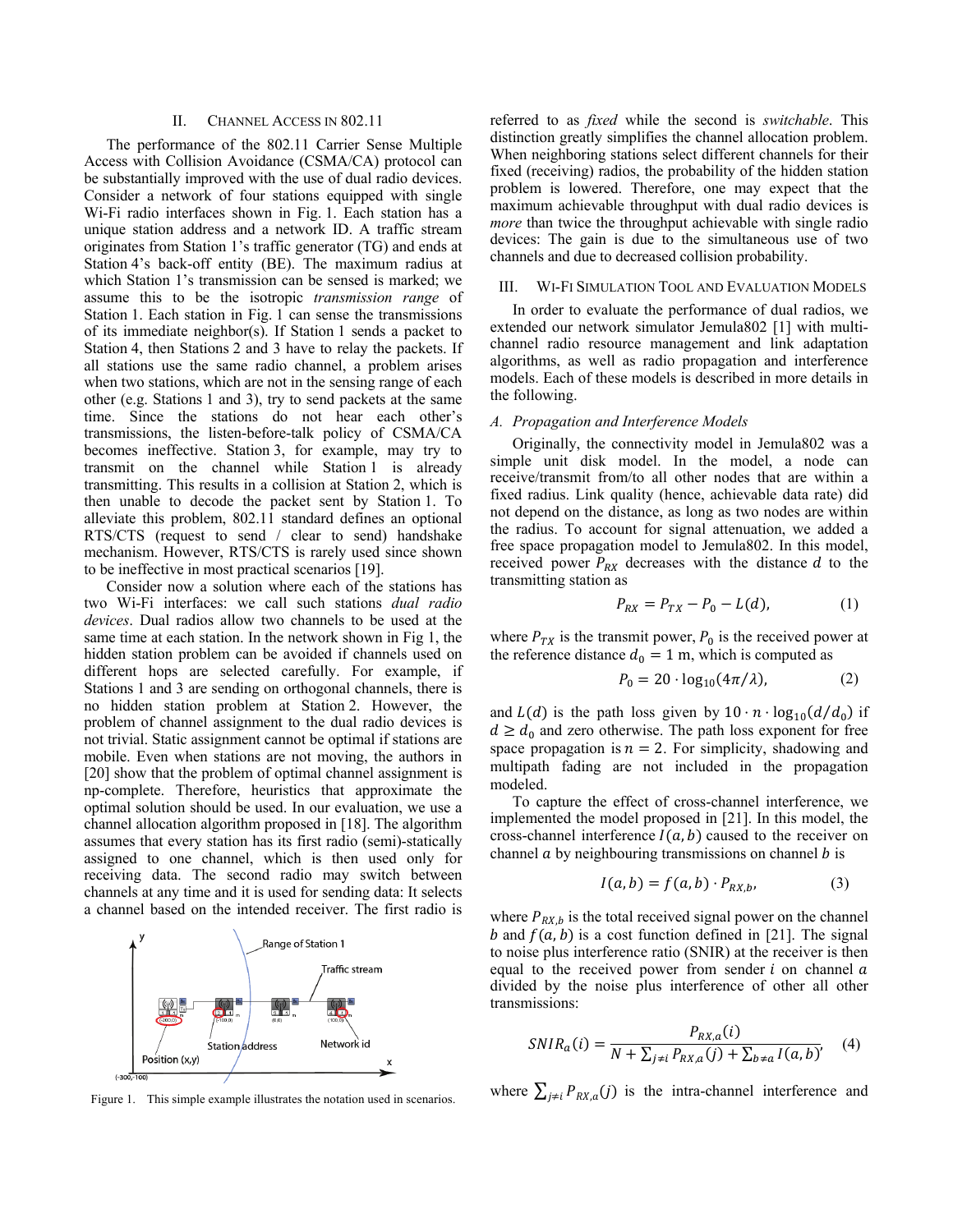## II. Channel Access in 802.11

The performance of the 802.11 Carrier Sense Multiple Access with Collision Avoidance (CSMA/CA) protocol can be substantially improved with the use of dual radio devices. Consider a network of four stations equipped with single Wi-Fi radio interfaces shown in Fig. 1. Each station has a unique station address and a network ID. A traffic stream originates from Station 1's traffic generator (TG) and ends at Station 4's back-off entity (BE). The maximum radius at which Station 1's transmission can be sensed is marked; we assume this to be the isotropic *transmission range* of Station 1. Each station in Fig. 1 can sense the transmissions of its immediate neighbor(s). If Station 1 sends a packet to Station 4, then Stations 2 and 3 have to relay the packets. If all stations use the same radio channel, a problem arises when two stations, which are not in the sensing range of each other (e.g. Stations 1 and 3), try to send packets at the same time. Since the stations do not hear each other's transmissions, the listen-before-talk policy of CSMA/CA becomes ineffective. Station 3, for example, may try to transmit on the channel while Station 1 is already transmitting. This results in a collision at Station 2, which is then unable to decode the packet sent by Station 1. To alleviate this problem, 802.11 standard defines an optional RTS/CTS (request to send / clear to send) handshake mechanism. However, RTS/CTS is rarely used since shown to be ineffective in most practical scenarios [19].

Consider now a solution where each of the stations has two Wi-Fi interfaces: we call such stations *dual radio devices*. Dual radios allow two channels to be used at the same time at each station. In the network shown in Fig 1, the hidden station problem can be avoided if channels used on different hops are selected carefully. For example, if Stations 1 and 3 are sending on orthogonal channels, there is no hidden station problem at Station 2. However, the problem of channel assignment to the dual radio devices is not trivial. Static assignment cannot be optimal if stations are mobile. Even when stations are not moving, the authors in [20] show that the problem of optimal channel assignment is np-complete. Therefore, heuristics that approximate the optimal solution should be used. In our evaluation, we use a channel allocation algorithm proposed in [18]. The algorithm assumes that every station has its first radio (semi)-statically assigned to one channel, which is then used only for receiving data. The second radio may switch between channels at any time and it is used for sending data: It selects a channel based on the intended receiver. The first radio is referred to as *fixed* while the second is *switchable*. This distinction greatly simplifies the channel allocation problem. When neighboring stations select different channels for their fixed (receiving) radios, the probability of the hidden station problem is lowered. Therefore, one may expect that the maximum achievable throughput with dual radio devices is *more* than twice the throughput achievable with single radio devices: The gain is due to the simultaneous use of two channels and due to decreased collision probability.

y

Range of Station 1

Traffic stream

Station address

Network id

Position (x,y)

x

(-300,-100)

Figure 1. This simple example illustrates the notation used in scenarios.

## III. Wi-Fi Simulation Tool and Evaluation Models

In order to evaluate the performance of dual radios, we extended our network simulator Jemula802 [1] with multi-channel radio resource management and link adaptation algorithms, as well as radio propagation and interference models. Each of these models is described in more details in the following.

### A. Propagation and Interference Models

Originally, the connectivity model in Jemula802 was a simple unit disk model. In the model, a node can receive/transmit from/to all other nodes that are within a fixed radius. Link quality (hence, achievable data rate) did not depend on the distance, as long as two nodes are within the radius. To account for signal attenuation, we added a free space propagation model to Jemula802. In this model, received power $P_{RX}$ decreases with the distance $d$ to the transmitting station as

$$P_{RX} = P_{TX} - P_0 - L(d), \qquad (1)$$

where $P_{TX}$ is the transmit power, $P_0$ is the received power at the reference distance $d_0 = 1$ m, which is computed as

$$P_0 = 20 \cdot \log_{10}(4\pi/\lambda), \qquad (2)$$

and $L(d)$ is the path loss given by $10 \cdot n \cdot \log_{10}(d/d_0)$ if $d \geq d_0$ and zero otherwise. The path loss exponent for free space propagation is $n = 2$. For simplicity, shadowing and multipath fading are not included in the propagation modeled.

To capture the effect of cross-channel interference, we implemented the model proposed in [21]. In this model, the cross-channel interference $I(a, b)$ caused to the receiver on channel $a$ by neighbouring transmissions on channel $b$ is

$$I(a, b) = f(a, b) \cdot P_{RX,b}, \qquad (3)$$

where $P_{RX,b}$ is the total received signal power on the channel $b$ and $f(a, b)$ is a cost function defined in [21]. The signal to noise plus interference ratio (SNIR) at the receiver is then equal to the received power from sender $i$ on channel $a$ divided by the noise plus interference of other all other transmissions:

$$SNIR_a(i) = \frac{P_{RX,a}(i)}{N + \sum_{j \neq i} P_{RX,a}(j) + \sum_{b \neq a} I(a, b)}, \qquad (4)$$

where $\sum_{j \neq i} P_{RX,a}(j)$ is the intra-channel interference and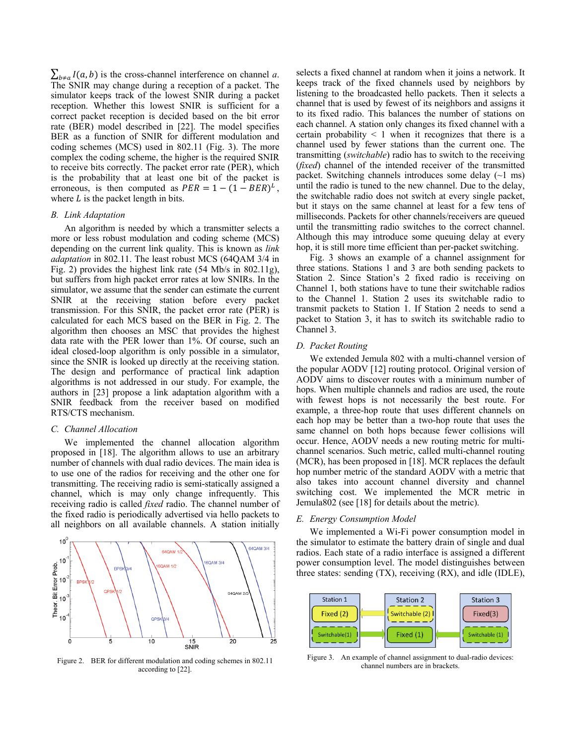$\sum_{b \neq a} I(a,b)$ is the cross-channel interference on channel $a$. The SNIR may change during a reception of a packet. The simulator keeps track of the lowest SNIR during a packet reception. Whether this lowest SNIR is sufficient for a correct packet reception is decided based on the bit error rate (BER) model described in [22]. The model specifies BER as a function of SNIR for different modulation and coding schemes (MCS) used in 802.11 (Fig. 3). The more complex the coding scheme, the higher is the required SNIR to receive bits correctly. The packet error rate (PER), which is the probability that at least one bit of the packet is erroneous, is then computed as $PER = 1 - (1 - BER)^L$, where $L$ is the packet length in bits.

### B. Link Adaptation

An algorithm is needed by which a transmitter selects a more or less robust modulation and coding scheme (MCS) depending on the current link quality. This is known as *link adaptation* in 802.11. The least robust MCS (64QAM 3/4 in Fig. 2) provides the highest link rate (54 Mb/s in 802.11g), but suffers from high packet error rates at low SNIRs. In the simulator, we assume that the sender can estimate the current SNIR at the receiving station before every packet transmission. For this SNIR, the packet error rate (PER) is calculated for each MCS based on the BER in Fig. 2. The algorithm then chooses an MSC that provides the highest data rate with the PER lower than 1%. Of course, such an ideal closed-loop algorithm is only possible in a simulator, since the SNIR is looked up directly at the receiving station. The design and performance of practical link adaption algorithms is not addressed in our study. For example, the authors in [23] propose a link adaptation algorithm with a SNIR feedback from the receiver based on modified RTS/CTS mechanism.

### C. Channel Allocation

We implemented the channel allocation algorithm proposed in [18]. The algorithm allows to use an arbitrary number of channels with dual radio devices. The main idea is to use one of the radios for receiving and the other one for transmitting. The receiving radio is semi-statically assigned a channel, which is may only change infrequently. This receiving radio is called *fixed* radio. The channel number of the fixed radio is periodically advertised via hello packets to all neighbors on all available channels. A station initially selects a fixed channel at random when it joins a network. It keeps track of the fixed channels used by neighbors by listening to the broadcasted hello packets. Then it selects a channel that is used by fewest of its neighbors and assigns it to its fixed radio. This balances the number of stations on each channel. A station only changes its fixed channel with a certain probability < 1 when it recognizes that there is a channel used by fewer stations than the current one. The transmitting (*switchable*) radio has to switch to the receiving (*fixed*) channel of the intended receiver of the transmitted packet. Switching channels introduces some delay (~1 ms) until the radio is tuned to the new channel. Due to the delay, the switchable radio does not switch at every single packet, but it stays on the same channel at least for a few tens of milliseconds. Packets for other channels/receivers are queued until the transmitting radio switches to the correct channel. Although this may introduce some queuing delay at every hop, it is still more time efficient than per-packet switching.

Fig. 3 shows an example of a channel assignment for three stations. Stations 1 and 3 are both sending packets to Station 2. Since Station's 2 fixed radio is receiving on Channel 1, both stations have to tune their switchable radios to the Channel 1. Station 2 uses its switchable radio to transmit packets to Station 1. If Station 2 needs to send a packet to Station 3, it has to switch its switchable radio to Channel 3.

Figure 2. BER for different modulation and coding schemes in 802.11 according to [22].

### D. Packet Routing

We extended Jemula 802 with a multi-channel version of the popular AODV [12] routing protocol. Original version of AODV aims to discover routes with a minimum number of hops. When multiple channels and radios are used, the route with fewest hops is not necessarily the best route. For example, a three-hop route that uses different channels on each hop may be better than a two-hop route that uses the same channel on both hops because fewer collisions will occur. Hence, AODV needs a new routing metric for multi-channel scenarios. Such metric, called multi-channel routing (MCR), has been proposed in [18]. MCR replaces the default hop number metric of the standard AODV with a metric that also takes into account channel diversity and channel switching cost. We implemented the MCR metric in Jemula802 (see [18] for details about the metric).

### E. Energy Consumption Model

We implemented a Wi-Fi power consumption model in the simulator to estimate the battery drain of single and dual radios. Each state of a radio interface is assigned a different power consumption level. The model distinguishes between three states: sending (TX), receiving (RX), and idle (IDLE),

Figure 3. An example of channel assignment to dual-radio devices: channel numbers are in brackets.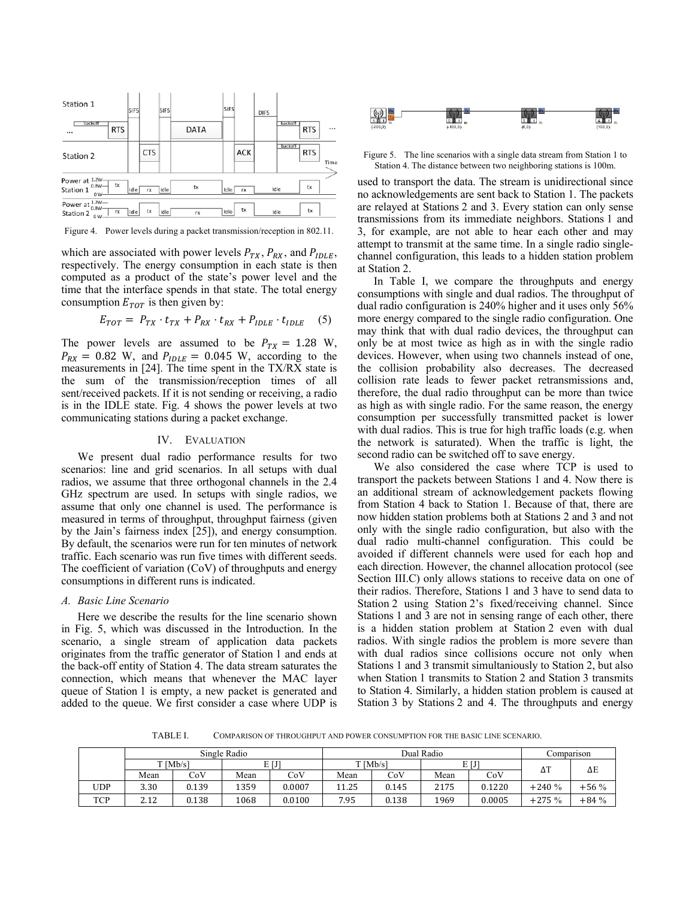Figure 4. Power levels during a packet transmission/reception in 802.11.

which are associated with power levels $P_{TX}$, $P_{RX}$, and $P_{IDLE}$, respectively. The energy consumption in each state is then computed as a product of the state's power level and the time that the interface spends in that state. The total energy consumption $E_{TOT}$ is then given by:

$$E_{TOT} = P_{TX} \cdot t_{TX} + P_{RX} \cdot t_{RX} + P_{IDLE} \cdot t_{IDLE} \quad (5)$$

The power levels are assumed to be $P_{TX} = 1.28$ W, $P_{RX} = 0.82$ W, and $P_{IDLE} = 0.045$ W, according to the measurements in [24]. The time spent in the TX/RX state is the sum of the transmission/reception times of all sent/received packets. If it is not sending or receiving, a radio is in the IDLE state. Fig. 4 shows the power levels at two communicating stations during a packet exchange.

## IV. Evaluation

We present dual radio performance results for two scenarios: line and grid scenarios. In all setups with dual radios, we assume that three orthogonal channels in the 2.4 GHz spectrum are used. In setups with single radios, we assume that only one channel is used. The performance is measured in terms of throughput, throughput fairness (given by the Jain's fairness index [25]), and energy consumption. By default, the scenarios were run for ten minutes of network traffic. Each scenario was run five times with different seeds. The coefficient of variation (CoV) of throughputs and energy consumptions in different runs is indicated.

### *A. Basic Line Scenario*

Here we describe the results for the line scenario shown in Fig. 5, which was discussed in the Introduction. In the scenario, a single stream of application data packets originates from the traffic generator of Station 1 and ends at the back-off entity of Station 4. The data stream saturates the connection, which means that whenever the MAC layer queue of Station 1 is empty, a new packet is generated and added to the queue. We first consider a case where UDP is used to transport the data. The stream is unidirectional since no acknowledgements are sent back to Station 1. The packets are relayed at Stations 2 and 3. Every station can only sense transmissions from its immediate neighbors. Stations 1 and 3, for example, are not able to hear each other and may attempt to transmit at the same time. In a single radio single-channel configuration, this leads to a hidden station problem at Station 2.

Figure 5. The line scenarios with a single data stream from Station 1 to Station 4. The distance between two neighboring stations is 100m.

In Table I, we compare the throughputs and energy consumptions with single and dual radios. The throughput of dual radio configuration is 240% higher and it uses only 56% more energy compared to the single radio configuration. One may think that with dual radio devices, the throughput can only be at most twice as high as in with the single radio devices. However, when using two channels instead of one, the collision probability also decreases. The decreased collision rate leads to fewer packet retransmissions and, therefore, the dual radio throughput can be more than twice as high as with single radio. For the same reason, the energy consumption per successfully transmitted packet is lower with dual radios. This is true for high traffic loads (e.g. when the network is saturated). When the traffic is light, the second radio can be switched off to save energy.

We also considered the case where TCP is used to transport the packets between Stations 1 and 4. Now there is an additional stream of acknowledgement packets flowing from Station 4 back to Station 1. Because of that, there are now hidden station problems both at Stations 2 and 3 and not only with the single radio configuration, but also with the dual radio multi-channel configuration. This could be avoided if different channels were used for each hop and each direction. However, the channel allocation protocol (see Section III.C) only allows stations to receive data on one of their radios. Therefore, Stations 1 and 3 have to send data to Station 2 using Station 2's fixed/receiving channel. Since Stations 1 and 3 are not in sensing range of each other, there is a hidden station problem at Station 2 even with dual radios. With single radios the problem is more severe than with dual radios since collisions occure not only when Stations 1 and 3 transmit simultaniously to Station 2, but also when Station 1 transmits to Station 2 and Station 3 transmits to Station 4. Similarly, a hidden station problem is caused at Station 3 by Stations 2 and 4. The throughputs and energy

TABLE I. Comparison of throughput and power consumption for the basic line scenario.

| | Single Radio | | | | Dual Radio | | | | Comparison | |
|---|---|---|---|---|---|---|---|---|---|---|
| | T [Mb/s] | | E [J] | | T [Mb/s] | | E [J] | | ΔT | ΔE |
| | Mean | CoV | Mean | CoV | Mean | CoV | Mean | CoV | | |
| UDP | 3.30 | 0.139 | 1359 | 0.0007 | 11.25 | 0.145 | 2175 | 0.1220 | +240 % | +56 % |
| TCP | 2.12 | 0.138 | 1068 | 0.0100 | 7.95 | 0.138 | 1969 | 0.0005 | +275 % | +84 % |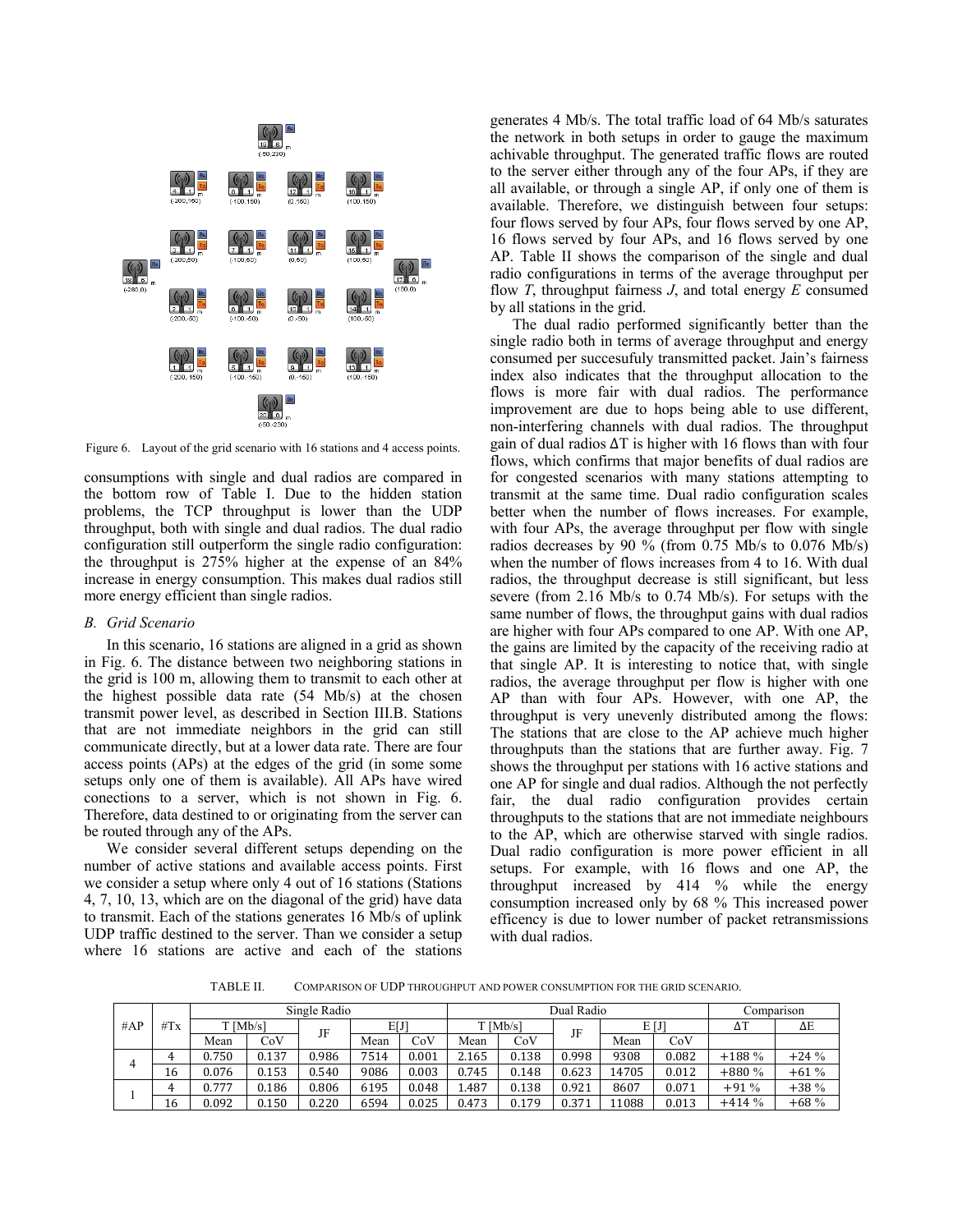Figure 6. Layout of the grid scenario with 16 stations and 4 access points.

consumptions with single and dual radios are compared in the bottom row of Table I. Due to the hidden station problems, the TCP throughput is lower than the UDP throughput, both with single and dual radios. The dual radio configuration still outperform the single radio configuration: the throughput is 275% higher at the expense of an 84% increase in energy consumption. This makes dual radios still more energy efficient than single radios.

### *B. Grid Scenario*

In this scenario, 16 stations are aligned in a grid as shown in Fig. 6. The distance between two neighboring stations in the grid is 100 m, allowing them to transmit to each other at the highest possible data rate (54 Mb/s) at the chosen transmit power level, as described in Section III.B. Stations that are not immediate neighbors in the grid can still communicate directly, but at a lower data rate. There are four access points (APs) at the edges of the grid (in some setups only one of them is available). All APs have wired conections to a server, which is not shown in Fig. 6. Therefore, data destined to or originating from the server can be routed through any of the APs.

We consider several different setups depending on the number of active stations and available access points. First we consider a setup where only 4 out of 16 stations (Stations 4, 7, 10, 13, which are on the diagonal of the grid) have data to transmit. Each of the stations generates 16 Mb/s of uplink UDP traffic destined to the server. Than we consider a setup where 16 stations are active and each of the stations generates 4 Mb/s. The total traffic load of 64 Mb/s saturates the network in both setups in order to gauge the maximum achivable throughput. The generated traffic flows are routed to the server either through any of the four APs, if they are all available, or through a single AP, if only one of them is available. Therefore, we distinguish between four setups: four flows served by four APs, four flows served by one AP, 16 flows served by four APs, and 16 flows served by one AP. Table II shows the comparison of the single and dual radio configurations in terms of the average throughput per flow *T*, throughput fairness *J*, and total energy *E* consumed by all stations in the grid.

The dual radio performed significantly better than the single radio both in terms of average throughput and energy consumed per succesufuly transmitted packet. Jain's fairness index also indicates that the throughput allocation to the flows is more fair with dual radios. The performance improvement are due to hops being able to use different, non-interfering channels with dual radios. The throughput gain of dual radios $\Delta T$ is higher with 16 flows than with four flows, which confirms that major benefits of dual radios are for congested scenarios with many stations attempting to transmit at the same time. Dual radio configuration scales better when the number of flows increases. For example, with four APs, the average throughput per flow with single radios decreases by 90 % (from 0.75 Mb/s to 0.076 Mb/s) when the number of flows increases from 4 to 16. With dual radios, the throughput decrease is still significant, but less severe (from 2.16 Mb/s to 0.74 Mb/s). For setups with the same number of flows, the throughput gains with dual radios are higher with four APs compared to one AP. With one AP, the gains are limited by the capacity of the receiving radio at that single AP. It is interesting to notice that, with single radios, the average throughput per flow is higher with one AP than with four APs. However, with one AP, the throughput is very unevenly distributed among the flows: The stations that are close to the AP achieve much higher throughputs than the stations that are further away. Fig. 7 shows the throughput per stations with 16 active stations and one AP for single and dual radios. Although the not perfectly fair, the dual radio configuration provides certain throughputs to the stations that are not immediate neighbours to the AP, which are otherwise starved with single radios. Dual radio configuration is more power efficient in all setups. For example, with 16 flows and one AP, the throughput increased by 414 % while the energy consumption increased only by 68 % This increased power efficency is due to lower number of packet retransmissions with dual radios.

TABLE II. COMPARISON OF UDP THROUGHPUT AND POWER CONSUMPTION FOR THE GRID SCENARIO.

| #AP | #Tx | Single Radio | | | | | Dual Radio | | | | | Comparison | |
|---|---|---|---|---|---|---|---|---|---|---|---|---|---|
| | | T [Mb/s] | | JF | E[J] | | T [Mb/s] | | JF | E [J] | | ΔT | ΔE |
| | | Mean | CoV | | Mean | CoV | Mean | CoV | | Mean | CoV | | |
| 4 | 4 | 0.750 | 0.137 | 0.986 | 7514 | 0.001 | 2.165 | 0.138 | 0.998 | 9308 | 0.082 | +188 % | +24 % |
| | 16 | 0.076 | 0.153 | 0.540 | 9086 | 0.003 | 0.745 | 0.148 | 0.623 | 14705 | 0.012 | +880 % | +61 % |
| 1 | 4 | 0.777 | 0.186 | 0.806 | 6195 | 0.048 | 1.487 | 0.138 | 0.921 | 8607 | 0.071 | +91 % | +38 % |
| | 16 | 0.092 | 0.150 | 0.220 | 6594 | 0.025 | 0.473 | 0.179 | 0.371 | 11088 | 0.013 | +414 % | +68 % |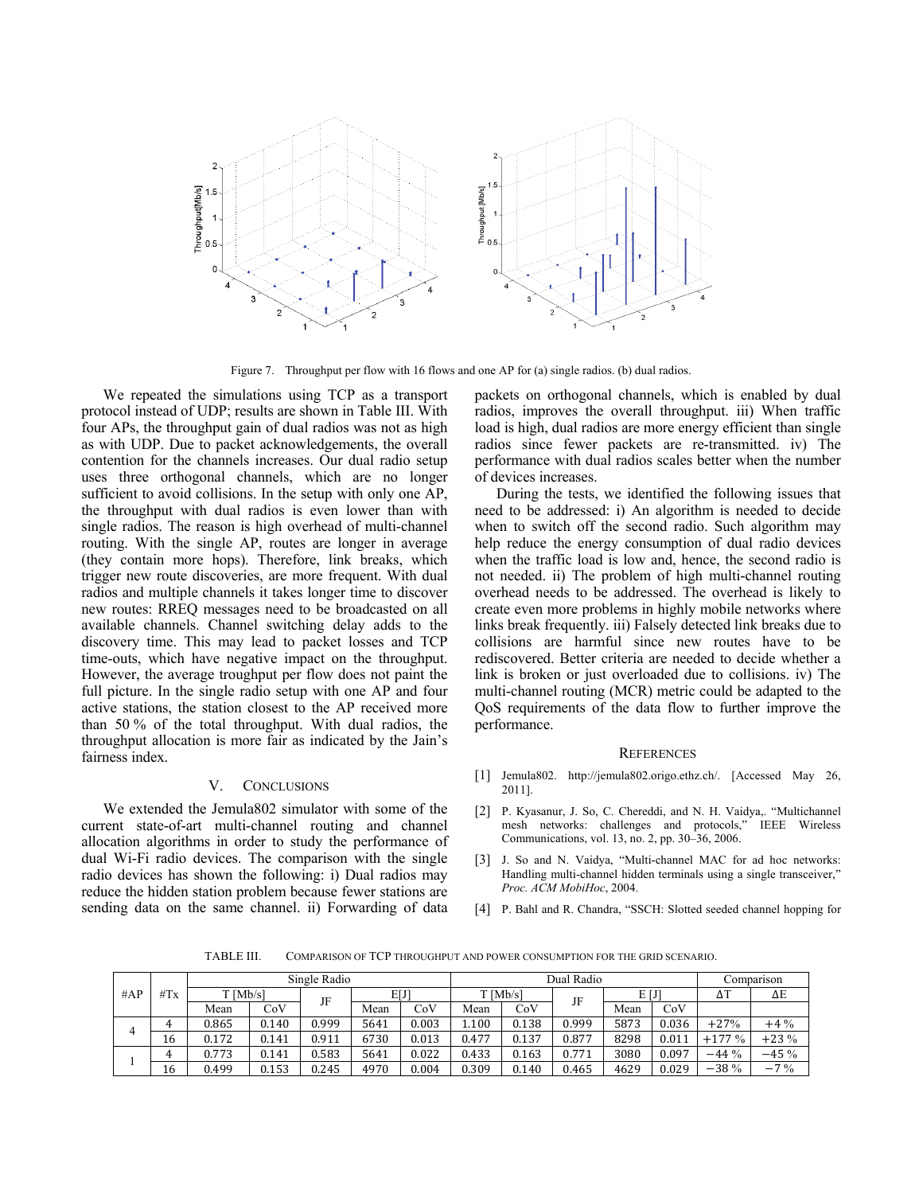Throughput[Mb/s]
2
1.5
1
0.5
0
4
3
2
1
1
2
3
4

Throughput [Mb/s]
2
1.5
1
0.5
0
4
3
2
1
1
2
3
4

Figure 7. Throughput per flow with 16 flows and one AP for (a) single radios. (b) dual radios.

We repeated the simulations using TCP as a transport protocol instead of UDP; results are shown in Table III. With four APs, the throughput gain of dual radios was not as high as with UDP. Due to packet acknowledgements, the overall contention for the channels increases. Our dual radio setup uses three orthogonal channels, which are no longer sufficient to avoid collisions. In the setup with only one AP, the throughput with dual radios is even lower than with single radios. The reason is high overhead of multi-channel routing. With the single AP, routes are longer in average (they contain more hops). Therefore, link breaks, which trigger new route discoveries, are more frequent. With dual radios and multiple channels it takes longer time to discover new routes: RREQ messages need to be broadcasted on all available channels. Channel switching delay adds to the discovery time. This may lead to packet losses and TCP time-outs, which have negative impact on the throughput. However, the average troughput per flow does not paint the full picture. In the single radio setup with one AP and four active stations, the station closest to the AP received more than 50 % of the total throughput. With dual radios, the throughput allocation is more fair as indicated by the Jain's fairness index.

## V. Conclusions

We extended the Jemula802 simulator with some of the current state-of-art multi-channel routing and channel allocation algorithms in order to study the performance of dual Wi-Fi radio devices. The comparison with the single radio devices has shown the following: i) Dual radios may reduce the hidden station problem because fewer stations are sending data on the same channel. ii) Forwarding of data packets on orthogonal channels, which is enabled by dual radios, improves the overall throughput. iii) When traffic load is high, dual radios are more energy efficient than single radios since fewer packets are re-transmitted. iv) The performance with dual radios scales better when the number of devices increases.

During the tests, we identified the following issues that need to be addressed: i) An algorithm is needed to decide when to switch off the second radio. Such algorithm may help reduce the energy consumption of dual radio devices when the traffic load is low and, hence, the second radio is not needed. ii) The problem of high multi-channel routing overhead needs to be addressed. The overhead is likely to create even more problems in highly mobile networks where links break frequently. iii) Falsely detected link breaks due to collisions are harmful since new routes have to be rediscovered. Better criteria are needed to decide whether a link is broken or just overloaded due to collisions. iv) The multi-channel routing (MCR) metric could be adapted to the QoS requirements of the data flow to further improve the performance.

## References

[1] Jemula802. http://jemula802.origo.ethz.ch/. [Accessed May 26, 2011].

[2] P. Kyasanur, J. So, C. Chereddi, and N. H. Vaidya,. "Multichannel mesh networks: challenges and protocols," IEEE Wireless Communications, vol. 13, no. 2, pp. 30–36, 2006.

[3] J. So and N. Vaidya, "Multi-channel MAC for ad hoc networks: Handling multi-channel hidden terminals using a single transceiver," *Proc. ACM MobiHoc*, 2004.

[4] P. Bahl and R. Chandra, "SSCH: Slotted seeded channel hopping for

TABLE III. Comparison of TCP throughput and power consumption for the grid scenario.

| #AP | #Tx | Single Radio | | | | | Dual Radio | | | | | Comparison | |
|---|---|---|---|---|---|---|---|---|---|---|---|---|---|
| | | T [Mb/s] | | JF | E[J] | | T [Mb/s] | | JF | E [J] | | ΔT | ΔE |
| | | Mean | CoV | | Mean | CoV | Mean | CoV | | Mean | CoV | | |
| 4 | 4 | 0.865 | 0.140 | 0.999 | 5641 | 0.003 | 1.100 | 0.138 | 0.999 | 5873 | 0.036 | +27% | +4 % |
| | 16 | 0.172 | 0.141 | 0.911 | 6730 | 0.013 | 0.477 | 0.137 | 0.877 | 8298 | 0.011 | +177 % | +23 % |
| 1 | 4 | 0.773 | 0.141 | 0.583 | 5641 | 0.022 | 0.433 | 0.163 | 0.771 | 3080 | 0.097 | −44 % | −45 % |
| | 16 | 0.499 | 0.153 | 0.245 | 4970 | 0.004 | 0.309 | 0.140 | 0.465 | 4629 | 0.029 | −38 % | −7 % |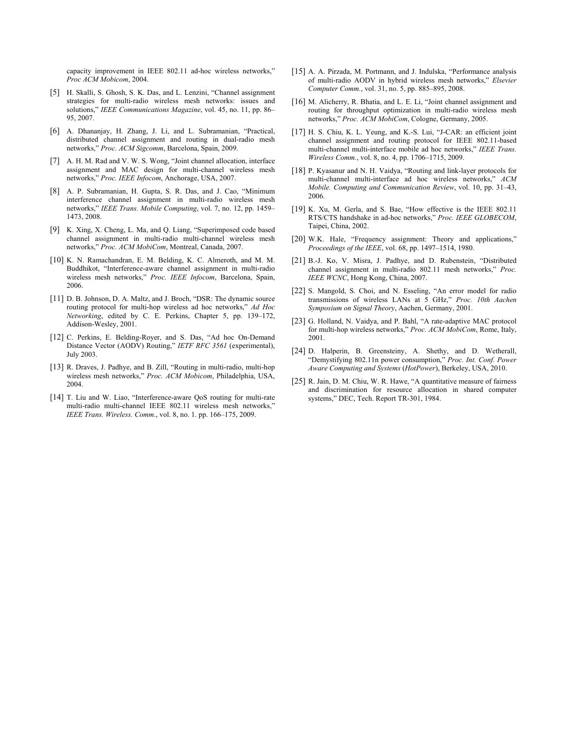capacity improvement in IEEE 802.11 ad-hoc wireless networks," *Proc ACM Mobicom*, 2004.

[5] H. Skalli, S. Ghosh, S. K. Das, and L. Lenzini, "Channel assignment strategies for multi-radio wireless mesh networks: issues and solutions," *IEEE Communications Magazine*, vol. 45, no. 11, pp. 86–95, 2007.

[6] A. Dhananjay, H. Zhang, J. Li, and L. Subramanian, "Practical, distributed channel assignment and routing in dual-radio mesh networks," *Proc. ACM Sigcomm*, Barcelona, Spain, 2009.

[7] A. H. M. Rad and V. W. S. Wong, "Joint channel allocation, interface assignment and MAC design for multi-channel wireless mesh networks," *Proc. IEEE Infocom*, Anchorage, USA, 2007.

[8] A. P. Subramanian, H. Gupta, S. R. Das, and J. Cao, "Minimum interference channel assignment in multi-radio wireless mesh networks," *IEEE Trans. Mobile Computing*, vol. 7, no. 12, pp. 1459–1473, 2008.

[9] K. Xing, X. Cheng, L. Ma, and Q. Liang, "Superimposed code based channel assignment in multi-radio multi-channel wireless mesh networks," *Proc. ACM MobiCom*, Montreal, Canada, 2007.

[10] K. N. Ramachandran, E. M. Belding, K. C. Almeroth, and M. M. Buddhikot, "Interference-aware channel assignment in multi-radio wireless mesh networks," *Proc. IEEE Infocom*, Barcelona, Spain, 2006.

[11] D. B. Johnson, D. A. Maltz, and J. Broch, "DSR: The dynamic source routing protocol for multi-hop wireless ad hoc networks," *Ad Hoc Networking*, edited by C. E. Perkins, Chapter 5, pp. 139–172, Addison-Wesley, 2001.

[12] C. Perkins, E. Belding-Royer, and S. Das, "Ad hoc On-Demand Distance Vector (AODV) Routing," *IETF RFC 3561* (experimental), July 2003.

[13] R. Draves, J. Padhye, and B. Zill, "Routing in multi-radio, multi-hop wireless mesh networks," *Proc. ACM Mobicom*, Philadelphia, USA, 2004.

[14] T. Liu and W. Liao, "Interference-aware QoS routing for multi-rate multi-radio multi-channel IEEE 802.11 wireless mesh networks," *IEEE Trans. Wireless. Comm*., vol. 8, no. 1. pp. 166–175, 2009.

[15] A. A. Pirzada, M. Portmann, and J. Indulska, "Performance analysis of multi-radio AODV in hybrid wireless mesh networks," *Elsevier Computer Comm.*, vol. 31, no. 5, pp. 885–895, 2008.

[16] M. Alicherry, R. Bhatia, and L. E. Li, "Joint channel assignment and routing for throughput optimization in multi-radio wireless mesh networks," *Proc. ACM MobiCom*, Cologne, Germany, 2005.

[17] H. S. Chiu, K. L. Yeung, and K.-S. Lui, "J-CAR: an efficient joint channel assignment and routing protocol for IEEE 802.11-based multi-channel multi-interface mobile ad hoc networks," *IEEE Trans. Wireless Comm.*, vol. 8, no. 4, pp. 1706–1715, 2009.

[18] P. Kyasanur and N. H. Vaidya, "Routing and link-layer protocols for multi-channel multi-interface ad hoc wireless networks," *ACM Mobile. Computing and Communication Review*, vol. 10, pp. 31–43, 2006.

[19] K. Xu, M. Gerla, and S. Bae, "How effective is the IEEE 802.11 RTS/CTS handshake in ad-hoc networks?" *Proc. IEEE GLOBECOM*, Taipei, China, 2002.

[20] W.K. Hale, "Frequency assignment: Theory and applications," *Proceedings of the IEEE*, vol. 68, pp. 1497–1514, 1980.

[21] B.-J. Ko, V. Misra, J. Padhye, and D. Rubenstein, "Distributed channel assignment in multi-radio 802.11 mesh networks," *Proc. IEEE WCNC*, Hong Kong, China, 2007.

[22] S. Mangold, S. Choi, and N. Esseling, "An error model for radio transmissions of wireless LANs at 5 GHz," *Proc. 10th Aachen Symposium on Signal Theory*, Aachen, Germany, 2001.

[23] G. Holland, N. Vaidya, and P. Bahl, "A rate-adaptive MAC protocol for multi-hop wireless networks," *Proc. ACM MobiCom*, Rome, Italy, 2001.

[24] D. Halperin, B. Greensteiny, A. Shethy, and D. Wetherall, "Demystifying 802.11n power consumption," *Proc. Int. Conf. Power Aware Computing and Systems* (*HotPower*), Berkeley, USA, 2010.

[25] R. Jain, D. M. Chiu, W. R. Hawe, "A quantitative measure of fairness and discrimination for resource allocation in shared computer systems," DEC, Tech. Report TR-301, 1984.